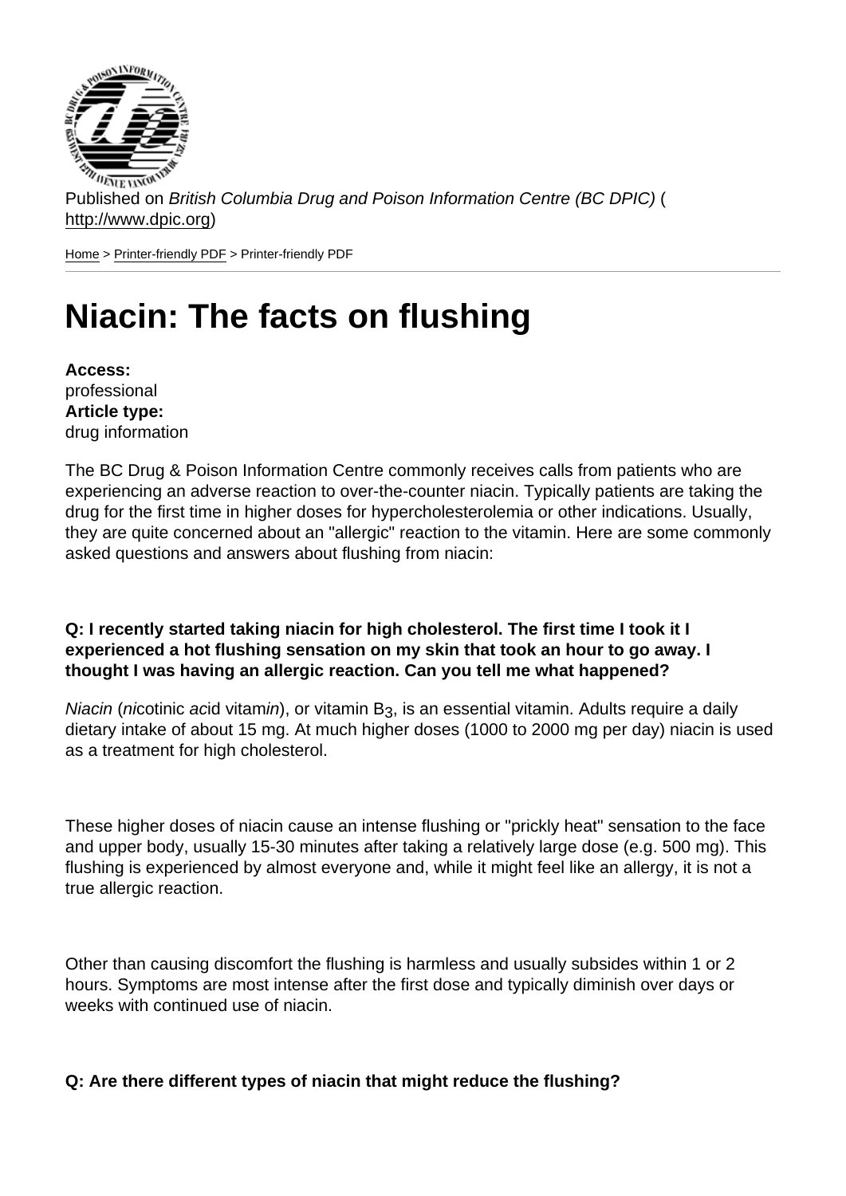Published on *British Columbia Drug and Poison Information Centre (BC DPIC)* ( http://www.dpic.org)

Home > Printer-friendly PDF > Printer-friendly PDF

# Niacin: The facts on flushing

**Access:**
professional
**Article type:**
drug information

The BC Drug & Poison Information Centre commonly receives calls from patients who are experiencing an adverse reaction to over-the-counter niacin. Typically patients are taking the drug for the first time in higher doses for hypercholesterolemia or other indications. Usually, they are quite concerned about an "allergic" reaction to the vitamin. Here are some commonly asked questions and answers about flushing from niacin:

**Q: I recently started taking niacin for high cholesterol. The first time I took it I experienced a hot flushing sensation on my skin that took an hour to go away. I thought I was having an allergic reaction. Can you tell me what happened?**

*Niacin* (*ni*cotinic *ac*id vitam*in*), or vitamin $B_3$, is an essential vitamin. Adults require a daily dietary intake of about 15 mg. At much higher doses (1000 to 2000 mg per day) niacin is used as a treatment for high cholesterol.

These higher doses of niacin cause an intense flushing or "prickly heat" sensation to the face and upper body, usually 15-30 minutes after taking a relatively large dose (e.g. 500 mg). This flushing is experienced by almost everyone and, while it might feel like an allergy, it is not a true allergic reaction.

Other than causing discomfort the flushing is harmless and usually subsides within 1 or 2 hours. Symptoms are most intense after the first dose and typically diminish over days or weeks with continued use of niacin.

**Q: Are there different types of niacin that might reduce the flushing?**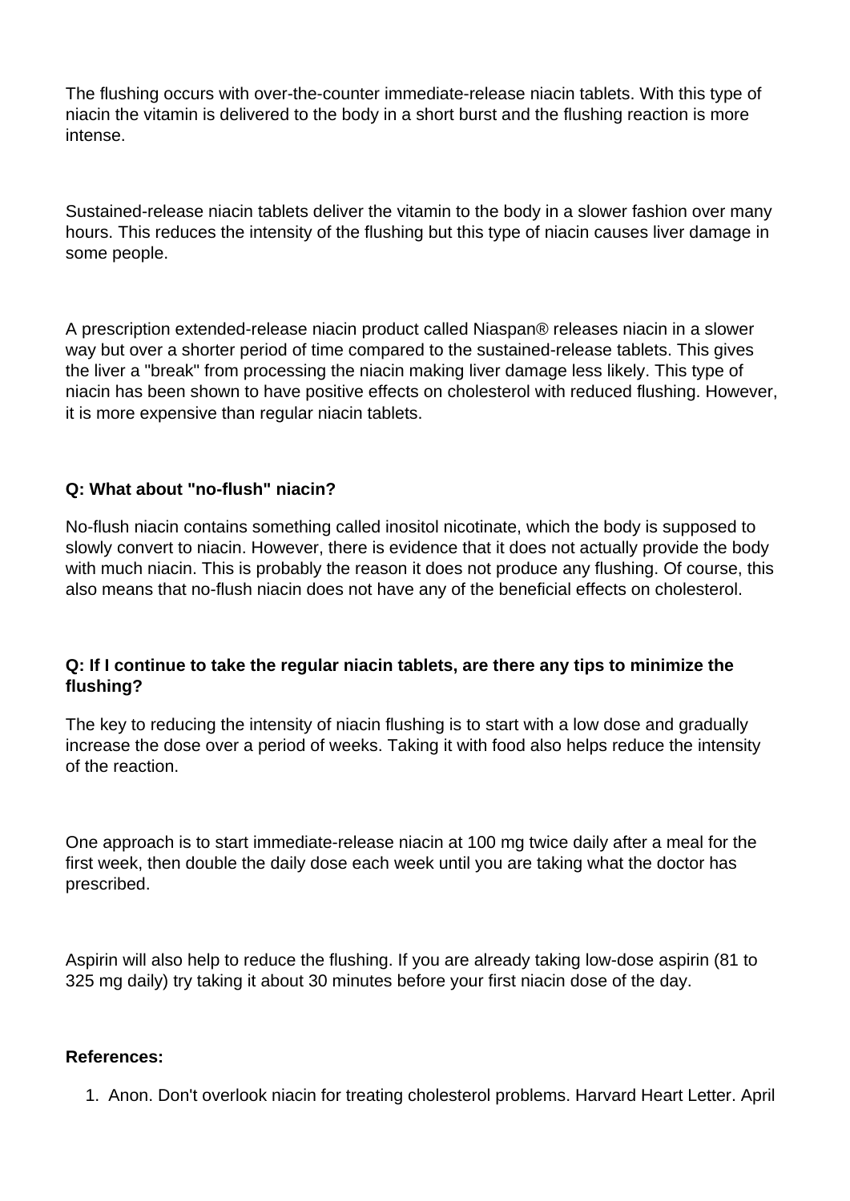The flushing occurs with over-the-counter immediate-release niacin tablets. With this type of niacin the vitamin is delivered to the body in a short burst and the flushing reaction is more intense.

Sustained-release niacin tablets deliver the vitamin to the body in a slower fashion over many hours. This reduces the intensity of the flushing but this type of niacin causes liver damage in some people.

A prescription extended-release niacin product called Niaspan® releases niacin in a slower way but over a shorter period of time compared to the sustained-release tablets. This gives the liver a "break" from processing the niacin making liver damage less likely. This type of niacin has been shown to have positive effects on cholesterol with reduced flushing. However, it is more expensive than regular niacin tablets.

**Q: What about "no-flush" niacin?**

No-flush niacin contains something called inositol nicotinate, which the body is supposed to slowly convert to niacin. However, there is evidence that it does not actually provide the body with much niacin. This is probably the reason it does not produce any flushing. Of course, this also means that no-flush niacin does not have any of the beneficial effects on cholesterol.

**Q: If I continue to take the regular niacin tablets, are there any tips to minimize the flushing?**

The key to reducing the intensity of niacin flushing is to start with a low dose and gradually increase the dose over a period of weeks. Taking it with food also helps reduce the intensity of the reaction.

One approach is to start immediate-release niacin at 100 mg twice daily after a meal for the first week, then double the daily dose each week until you are taking what the doctor has prescribed.

Aspirin will also help to reduce the flushing. If you are already taking low-dose aspirin (81 to 325 mg daily) try taking it about 30 minutes before your first niacin dose of the day.

**References:**

1. Anon. Don't overlook niacin for treating cholesterol problems. Harvard Heart Letter. April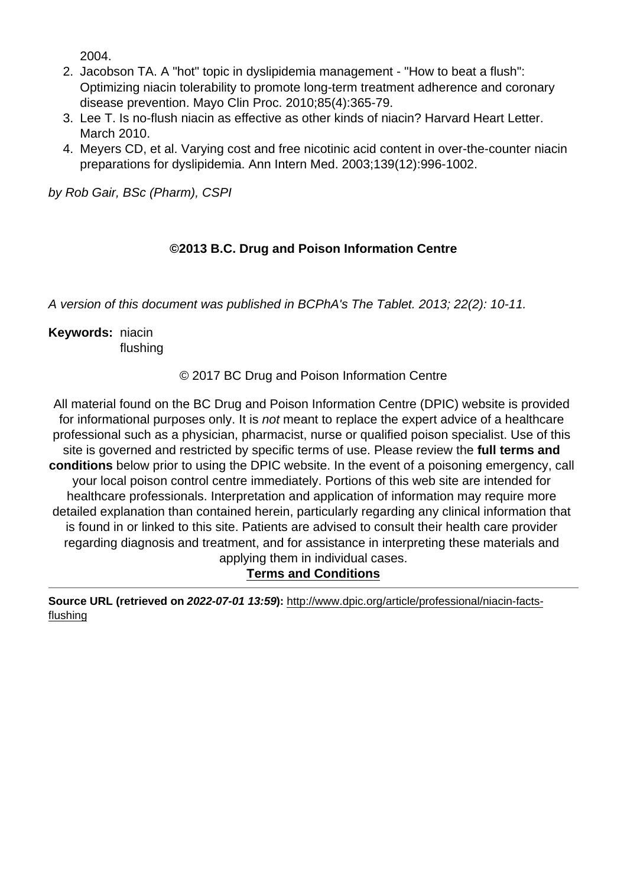2004.

2. Jacobson TA. A "hot" topic in dyslipidemia management - "How to beat a flush": Optimizing niacin tolerability to promote long-term treatment adherence and coronary disease prevention. Mayo Clin Proc. 2010;85(4):365-79.
3. Lee T. Is no-flush niacin as effective as other kinds of niacin? Harvard Heart Letter. March 2010.
4. Meyers CD, et al. Varying cost and free nicotinic acid content in over-the-counter niacin preparations for dyslipidemia. Ann Intern Med. 2003;139(12):996-1002.

*by Rob Gair, BSc (Pharm), CSPI*

**©2013 B.C. Drug and Poison Information Centre**

*A version of this document was published in BCPhA's The Tablet. 2013; 22(2): 10-11.*

**Keywords:** niacin
flushing

© 2017 BC Drug and Poison Information Centre

All material found on the BC Drug and Poison Information Centre (DPIC) website is provided for informational purposes only. It is *not* meant to replace the expert advice of a healthcare professional such as a physician, pharmacist, nurse or qualified poison specialist. Use of this site is governed and restricted by specific terms of use. Please review the **full terms and conditions** below prior to using the DPIC website. In the event of a poisoning emergency, call your local poison control centre immediately. Portions of this web site are intended for healthcare professionals. Interpretation and application of information may require more detailed explanation than contained herein, particularly regarding any clinical information that is found in or linked to this site. Patients are advised to consult their health care provider regarding diagnosis and treatment, and for assistance in interpreting these materials and applying them in individual cases.

**Terms and Conditions**

---

**Source URL (retrieved on *2022-07-01 13:59*):** http://www.dpic.org/article/professional/niacin-facts-flushing